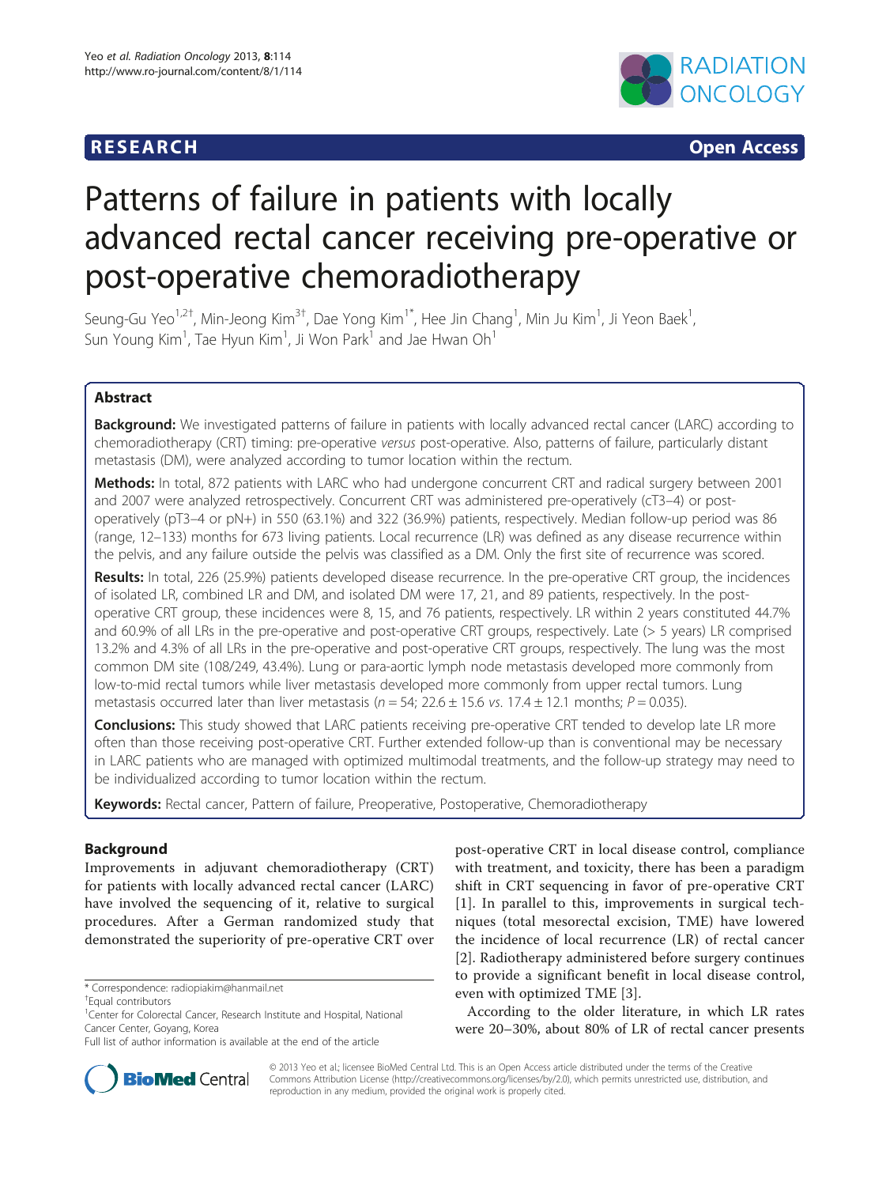**RESEARCH** **Open Access**

# Patterns of failure in patients with locally advanced rectal cancer receiving pre-operative or post-operative chemoradiotherapy

Seung-Gu Yeo[1,2†], Min-Jeong Kim[3†], Dae Yong Kim[1*], Hee Jin Chang[1], Min Ju Kim[1], Ji Yeon Baek[1], Sun Young Kim[1], Tae Hyun Kim[1], Ji Won Park[1] and Jae Hwan Oh[1]

## Abstract

**Background:** We investigated patterns of failure in patients with locally advanced rectal cancer (LARC) according to chemoradiotherapy (CRT) timing: pre-operative *versus* post-operative. Also, patterns of failure, particularly distant metastasis (DM), were analyzed according to tumor location within the rectum.

**Methods:** In total, 872 patients with LARC who had undergone concurrent CRT and radical surgery between 2001 and 2007 were analyzed retrospectively. Concurrent CRT was administered pre-operatively (cT3–4) or post-operatively (pT3–4 or pN+) in 550 (63.1%) and 322 (36.9%) patients, respectively. Median follow-up period was 86 (range, 12–133) months for 673 living patients. Local recurrence (LR) was defined as any disease recurrence within the pelvis, and any failure outside the pelvis was classified as a DM. Only the first site of recurrence was scored.

**Results:** In total, 226 (25.9%) patients developed disease recurrence. In the pre-operative CRT group, the incidences of isolated LR, combined LR and DM, and isolated DM were 17, 21, and 89 patients, respectively. In the post-operative CRT group, these incidences were 8, 15, and 76 patients, respectively. LR within 2 years constituted 44.7% and 60.9% of all LRs in the pre-operative and post-operative CRT groups, respectively. Late (> 5 years) LR comprised 13.2% and 4.3% of all LRs in the pre-operative and post-operative CRT groups, respectively. The lung was the most common DM site (108/249, 43.4%). Lung or para-aortic lymph node metastasis developed more commonly from low-to-mid rectal tumors while liver metastasis developed more commonly from upper rectal tumors. Lung metastasis occurred later than liver metastasis ($n = 54$; $22.6 \pm 15.6$ *vs.* $17.4 \pm 12.1$ months; $P = 0.035$).

**Conclusions:** This study showed that LARC patients receiving pre-operative CRT tended to develop late LR more often than those receiving post-operative CRT. Further extended follow-up than is conventional may be necessary in LARC patients who are managed with optimized multimodal treatments, and the follow-up strategy may need to be individualized according to tumor location within the rectum.

**Keywords:** Rectal cancer, Pattern of failure, Preoperative, Postoperative, Chemoradiotherapy

## Background

Improvements in adjuvant chemoradiotherapy (CRT) for patients with locally advanced rectal cancer (LARC) have involved the sequencing of it, relative to surgical procedures. After a German randomized study that demonstrated the superiority of pre-operative CRT over post-operative CRT in local disease control, compliance with treatment, and toxicity, there has been a paradigm shift in CRT sequencing in favor of pre-operative CRT [1]. In parallel to this, improvements in surgical techniques (total mesorectal excision, TME) have lowered the incidence of local recurrence (LR) of rectal cancer [2]. Radiotherapy administered before surgery continues to provide a significant benefit in local disease control, even with optimized TME [3].

According to the older literature, in which LR rates were 20–30%, about 80% of LR of rectal cancer presents

\* Correspondence: radiopiakim@hanmail.net
† Equal contributors
[1] Center for Colorectal Cancer, Research Institute and Hospital, National Cancer Center, Goyang, Korea
Full list of author information is available at the end of the article

© 2013 Yeo et al.; licensee BioMed Central Ltd. This is an Open Access article distributed under the terms of the Creative Commons Attribution License (http://creativecommons.org/licenses/by/2.0), which permits unrestricted use, distribution, and reproduction in any medium, provided the original work is properly cited.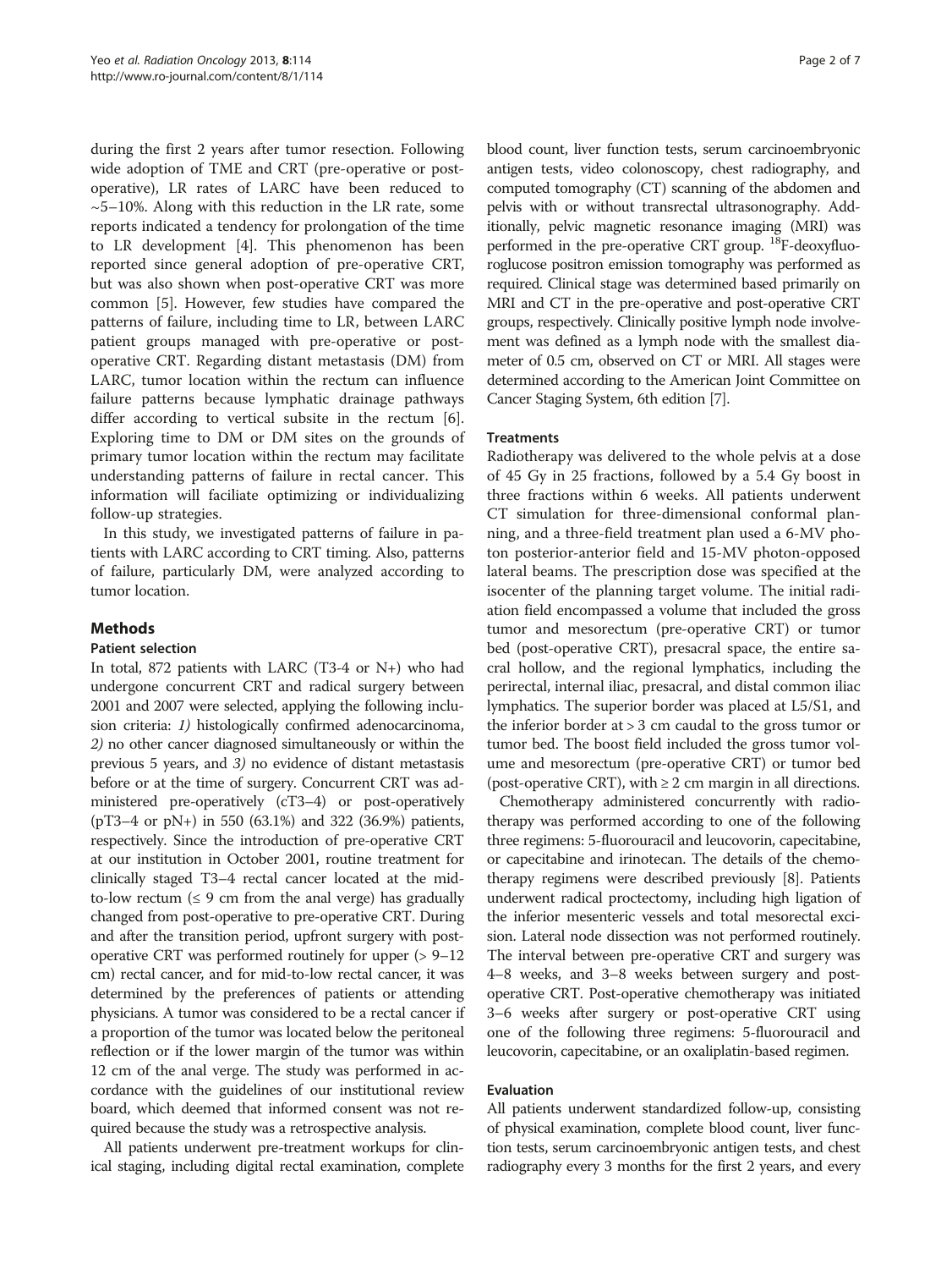during the first 2 years after tumor resection. Following wide adoption of TME and CRT (pre-operative or post-operative), LR rates of LARC have been reduced to ~5–10%. Along with this reduction in the LR rate, some reports indicated a tendency for prolongation of the time to LR development [4]. This phenomenon has been reported since general adoption of pre-operative CRT, but was also shown when post-operative CRT was more common [5]. However, few studies have compared the patterns of failure, including time to LR, between LARC patient groups managed with pre-operative or post-operative CRT. Regarding distant metastasis (DM) from LARC, tumor location within the rectum can influence failure patterns because lymphatic drainage pathways differ according to vertical subsite in the rectum [6]. Exploring time to DM or DM sites on the grounds of primary tumor location within the rectum may facilitate understanding patterns of failure in rectal cancer. This information will faciliate optimizing or individualizing follow-up strategies.

In this study, we investigated patterns of failure in patients with LARC according to CRT timing. Also, patterns of failure, particularly DM, were analyzed according to tumor location.

## Methods

### Patient selection

In total, 872 patients with LARC (T3-4 or N+) who had undergone concurrent CRT and radical surgery between 2001 and 2007 were selected, applying the following inclusion criteria: *1)* histologically confirmed adenocarcinoma, *2)* no other cancer diagnosed simultaneously or within the previous 5 years, and *3)* no evidence of distant metastasis before or at the time of surgery. Concurrent CRT was administered pre-operatively (cT3–4) or post-operatively (pT3–4 or pN+) in 550 (63.1%) and 322 (36.9%) patients, respectively. Since the introduction of pre-operative CRT at our institution in October 2001, routine treatment for clinically staged T3–4 rectal cancer located at the mid-to-low rectum (≤ 9 cm from the anal verge) has gradually changed from post-operative to pre-operative CRT. During and after the transition period, upfront surgery with post-operative CRT was performed routinely for upper (> 9–12 cm) rectal cancer, and for mid-to-low rectal cancer, it was determined by the preferences of patients or attending physicians. A tumor was considered to be a rectal cancer if a proportion of the tumor was located below the peritoneal reflection or if the lower margin of the tumor was within 12 cm of the anal verge. The study was performed in accordance with the guidelines of our institutional review board, which deemed that informed consent was not required because the study was a retrospective analysis.

All patients underwent pre-treatment workups for clinical staging, including digital rectal examination, complete blood count, liver function tests, serum carcinoembryonic antigen tests, video colonoscopy, chest radiography, and computed tomography (CT) scanning of the abdomen and pelvis with or without transrectal ultrasonography. Additionally, pelvic magnetic resonance imaging (MRI) was performed in the pre-operative CRT group. $^{18}$F-deoxyfluoroglucose positron emission tomography was performed as required. Clinical stage was determined based primarily on MRI and CT in the pre-operative and post-operative CRT groups, respectively. Clinically positive lymph node involvement was defined as a lymph node with the smallest diameter of 0.5 cm, observed on CT or MRI. All stages were determined according to the American Joint Committee on Cancer Staging System, 6th edition [7].

### Treatments

Radiotherapy was delivered to the whole pelvis at a dose of 45 Gy in 25 fractions, followed by a 5.4 Gy boost in three fractions within 6 weeks. All patients underwent CT simulation for three-dimensional conformal planning, and a three-field treatment plan used a 6-MV photon posterior-anterior field and 15-MV photon-opposed lateral beams. The prescription dose was specified at the isocenter of the planning target volume. The initial radiation field encompassed a volume that included the gross tumor and mesorectum (pre-operative CRT) or tumor bed (post-operative CRT), presacral space, the entire sacral hollow, and the regional lymphatics, including the perirectal, internal iliac, presacral, and distal common iliac lymphatics. The superior border was placed at L5/S1, and the inferior border at > 3 cm caudal to the gross tumor or tumor bed. The boost field included the gross tumor volume and mesorectum (pre-operative CRT) or tumor bed (post-operative CRT), with ≥ 2 cm margin in all directions.

Chemotherapy administered concurrently with radiotherapy was performed according to one of the following three regimens: 5-fluorouracil and leucovorin, capecitabine, or capecitabine and irinotecan. The details of the chemotherapy regimens were described previously [8]. Patients underwent radical proctectomy, including high ligation of the inferior mesenteric vessels and total mesorectal excision. Lateral node dissection was not performed routinely. The interval between pre-operative CRT and surgery was 4–8 weeks, and 3–8 weeks between surgery and post-operative CRT. Post-operative chemotherapy was initiated 3–6 weeks after surgery or post-operative CRT using one of the following three regimens: 5-fluorouracil and leucovorin, capecitabine, or an oxaliplatin-based regimen.

### Evaluation

All patients underwent standardized follow-up, consisting of physical examination, complete blood count, liver function tests, serum carcinoembryonic antigen tests, and chest radiography every 3 months for the first 2 years, and every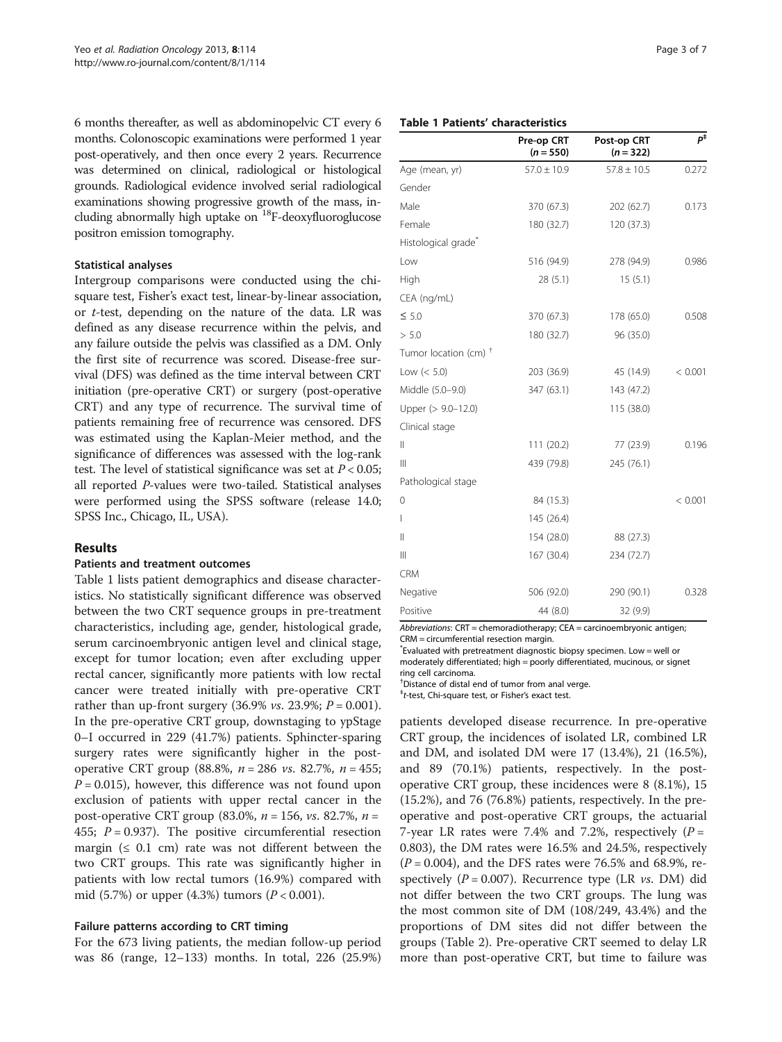6 months thereafter, as well as abdominopelvic CT every 6 months. Colonoscopic examinations were performed 1 year post-operatively, and then once every 2 years. Recurrence was determined on clinical, radiological or histological grounds. Radiological evidence involved serial radiological examinations showing progressive growth of the mass, including abnormally high uptake on $^{18}$F-deoxyfluoroglucose positron emission tomography.

### Statistical analyses

Intergroup comparisons were conducted using the chi-square test, Fisher's exact test, linear-by-linear association, or *t*-test, depending on the nature of the data. LR was defined as any disease recurrence within the pelvis, and any failure outside the pelvis was classified as a DM. Only the first site of recurrence was scored. Disease-free survival (DFS) was defined as the time interval between CRT initiation (pre-operative CRT) or surgery (post-operative CRT) and any type of recurrence. The survival time of patients remaining free of recurrence was censored. DFS was estimated using the Kaplan-Meier method, and the significance of differences was assessed with the log-rank test. The level of statistical significance was set at $P < 0.05$; all reported *P*-values were two-tailed. Statistical analyses were performed using the SPSS software (release 14.0; SPSS Inc., Chicago, IL, USA).

## Results

### Patients and treatment outcomes

Table 1 lists patient demographics and disease characteristics. No statistically significant difference was observed between the two CRT sequence groups in pre-treatment characteristics, including age, gender, histological grade, serum carcinoembryonic antigen level and clinical stage, except for tumor location; even after excluding upper rectal cancer, significantly more patients with low rectal cancer were treated initially with pre-operative CRT rather than up-front surgery (36.9% *vs*. 23.9%; $P = 0.001$). In the pre-operative CRT group, downstaging to ypStage 0–I occurred in 229 (41.7%) patients. Sphincter-sparing surgery rates were significantly higher in the post-operative CRT group (88.8%, $n = 286$ *vs*. 82.7%, $n = 455$; $P = 0.015$), however, this difference was not found upon exclusion of patients with upper rectal cancer in the post-operative CRT group (83.0%, $n = 156$, *vs*. 82.7%, $n = 455$; $P = 0.937$). The positive circumferential resection margin (≤ 0.1 cm) rate was not different between the two CRT groups. This rate was significantly higher in patients with low rectal tumors (16.9%) compared with mid (5.7%) or upper (4.3%) tumors ($P < 0.001$).

### Failure patterns according to CRT timing

For the 673 living patients, the median follow-up period was 86 (range, 12–133) months. In total, 226 (25.9%) patients developed disease recurrence. In pre-operative CRT group, the incidences of isolated LR, combined LR and DM, and isolated DM were 17 (13.4%), 21 (16.5%), and 89 (70.1%) patients, respectively. In the post-operative CRT group, these incidences were 8 (8.1%), 15 (15.2%), and 76 (76.8%) patients, respectively. In the pre-operative and post-operative CRT groups, the actuarial 7-year LR rates were 7.4% and 7.2%, respectively ($P = 0.803$), the DM rates were 16.5% and 24.5%, respectively ($P = 0.004$), and the DFS rates were 76.5% and 68.9%, respectively ($P = 0.007$). Recurrence type (LR *vs*. DM) did not differ between the two CRT groups. The lung was the most common site of DM (108/249, 43.4%) and the proportions of DM sites did not differ between the groups (Table 2). Pre-operative CRT seemed to delay LR more than post-operative CRT, but time to failure was

**Table 1 Patients' characteristics**

| | Pre-op CRT ($n = 550$) | Post-op CRT ($n = 322$) | $P$[‡] |
|---|---|---|---|
| Age (mean, yr) | 57.0 ± 10.9 | 57.8 ± 10.5 | 0.272 |
| Gender | | | |
| Male | 370 (67.3) | 202 (62.7) | 0.173 |
| Female | 180 (32.7) | 120 (37.3) | |
| Histological grade[*] | | | |
| Low | 516 (94.9) | 278 (94.9) | 0.986 |
| High | 28 (5.1) | 15 (5.1) | |
| CEA (ng/mL) | | | |
| ≤ 5.0 | 370 (67.3) | 178 (65.0) | 0.508 |
| > 5.0 | 180 (32.7) | 96 (35.0) | |
| Tumor location (cm) [†] | | | |
| Low (< 5.0) | 203 (36.9) | 45 (14.9) | < 0.001 |
| Middle (5.0–9.0) | 347 (63.1) | 143 (47.2) | |
| Upper (> 9.0–12.0) | | 115 (38.0) | |
| Clinical stage | | | |
| II | 111 (20.2) | 77 (23.9) | 0.196 |
| III | 439 (79.8) | 245 (76.1) | |
| Pathological stage | | | |
| 0 | 84 (15.3) | | < 0.001 |
| I | 145 (26.4) | | |
| II | 154 (28.0) | 88 (27.3) | |
| III | 167 (30.4) | 234 (72.7) | |
| CRM | | | |
| Negative | 506 (92.0) | 290 (90.1) | 0.328 |
| Positive | 44 (8.0) | 32 (9.9) | |

*Abbreviations*: CRT = chemoradiotherapy; CEA = carcinoembryonic antigen; CRM = circumferential resection margin.
[*]Evaluated with pretreatment diagnostic biopsy specimen. Low = well or moderately differentiated; high = poorly differentiated, mucinous, or signet ring cell carcinoma.
[†]Distance of distal end of tumor from anal verge.
[‡]*t*-test, Chi-square test, or Fisher's exact test.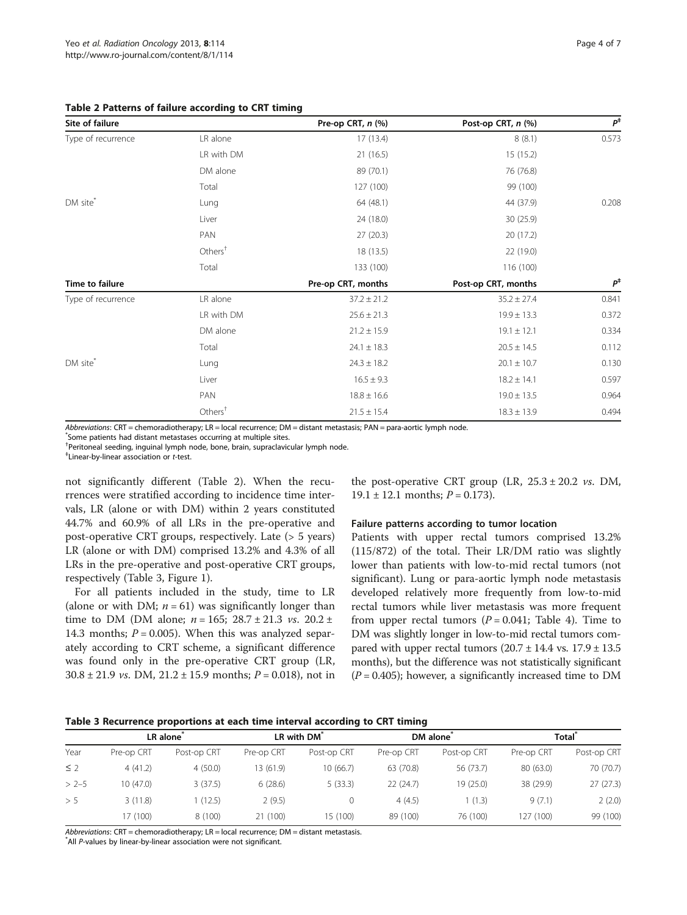**Table 2 Patterns of failure according to CRT timing**

| Site of failure | | Pre-op CRT, *n* (%) | Post-op CRT, *n* (%) | P[‡] |
|---|---|---|---|---|
| Type of recurrence | LR alone | 17 (13.4) | 8 (8.1) | 0.573 |
| | LR with DM | 21 (16.5) | 15 (15.2) | |
| | DM alone | 89 (70.1) | 76 (76.8) | |
| | Total | 127 (100) | 99 (100) | |
| DM site[*] | Lung | 64 (48.1) | 44 (37.9) | 0.208 |
| | Liver | 24 (18.0) | 30 (25.9) | |
| | PAN | 27 (20.3) | 20 (17.2) | |
| | Others[†] | 18 (13.5) | 22 (19.0) | |
| | Total | 133 (100) | 116 (100) | |
| **Time to failure** | | **Pre-op CRT, months** | **Post-op CRT, months** | **P[‡]** |
| Type of recurrence | LR alone | 37.2 ± 21.2 | 35.2 ± 27.4 | 0.841 |
| | LR with DM | 25.6 ± 21.3 | 19.9 ± 13.3 | 0.372 |
| | DM alone | 21.2 ± 15.9 | 19.1 ± 12.1 | 0.334 |
| | Total | 24.1 ± 18.3 | 20.5 ± 14.5 | 0.112 |
| DM site[*] | Lung | 24.3 ± 18.2 | 20.1 ± 10.7 | 0.130 |
| | Liver | 16.5 ± 9.3 | 18.2 ± 14.1 | 0.597 |
| | PAN | 18.8 ± 16.6 | 19.0 ± 13.5 | 0.964 |
| | Others[†] | 21.5 ± 15.4 | 18.3 ± 13.9 | 0.494 |

*Abbreviations*: CRT = chemoradiotherapy; LR = local recurrence; DM = distant metastasis; PAN = para-aortic lymph node.
[*]Some patients had distant metastases occurring at multiple sites.
[†]Peritoneal seeding, inguinal lymph node, bone, brain, supraclavicular lymph node.
[‡]Linear-by-linear association or *t*-test.

not significantly different (Table 2). When the recurrences were stratified according to incidence time intervals, LR (alone or with DM) within 2 years constituted 44.7% and 60.9% of all LRs in the pre-operative and post-operative CRT groups, respectively. Late (> 5 years) LR (alone or with DM) comprised 13.2% and 4.3% of all LRs in the pre-operative and post-operative CRT groups, respectively (Table 3, Figure 1).

For all patients included in the study, time to LR (alone or with DM; $n = 61$) was significantly longer than time to DM (DM alone; $n = 165$; 28.7 ± 21.3 *vs.* 20.2 ± 14.3 months; $P = 0.005$). When this was analyzed separately according to CRT scheme, a significant difference was found only in the pre-operative CRT group (LR, 30.8 ± 21.9 *vs.* DM, 21.2 ± 15.9 months; $P = 0.018$), not in the post-operative CRT group (LR, 25.3 ± 20.2 *vs.* DM, 19.1 ± 12.1 months; $P = 0.173$).

#### Failure patterns according to tumor location

Patients with upper rectal tumors comprised 13.2% (115/872) of the total. Their LR/DM ratio was slightly lower than patients with low-to-mid rectal tumors (not significant). Lung or para-aortic lymph node metastasis developed relatively more frequently from low-to-mid rectal tumors while liver metastasis was more frequent from upper rectal tumors ($P = 0.041$; Table 4). Time to DM was slightly longer in low-to-mid rectal tumors compared with upper rectal tumors (20.7 ± 14.4 vs. 17.9 ± 13.5 months), but the difference was not statistically significant ($P = 0.405$); however, a significantly increased time to DM

**Table 3 Recurrence proportions at each time interval according to CRT timing**

| | LR alone[*] | | LR with DM[*] | | DM alone[*] | | Total[*] | |
|---|---|---|---|---|---|---|---|---|
| Year | Pre-op CRT | Post-op CRT | Pre-op CRT | Post-op CRT | Pre-op CRT | Post-op CRT | Pre-op CRT | Post-op CRT |
| ≤ 2 | 4 (41.2) | 4 (50.0) | 13 (61.9) | 10 (66.7) | 63 (70.8) | 56 (73.7) | 80 (63.0) | 70 (70.7) |
| > 2–5 | 10 (47.0) | 3 (37.5) | 6 (28.6) | 5 (33.3) | 22 (24.7) | 19 (25.0) | 38 (29.9) | 27 (27.3) |
| > 5 | 3 (11.8) | 1 (12.5) | 2 (9.5) | 0 | 4 (4.5) | 1 (1.3) | 9 (7.1) | 2 (2.0) |
| | 17 (100) | 8 (100) | 21 (100) | 15 (100) | 89 (100) | 76 (100) | 127 (100) | 99 (100) |

*Abbreviations*: CRT = chemoradiotherapy; LR = local recurrence; DM = distant metastasis.
[*]All *P*-values by linear-by-linear association were not significant.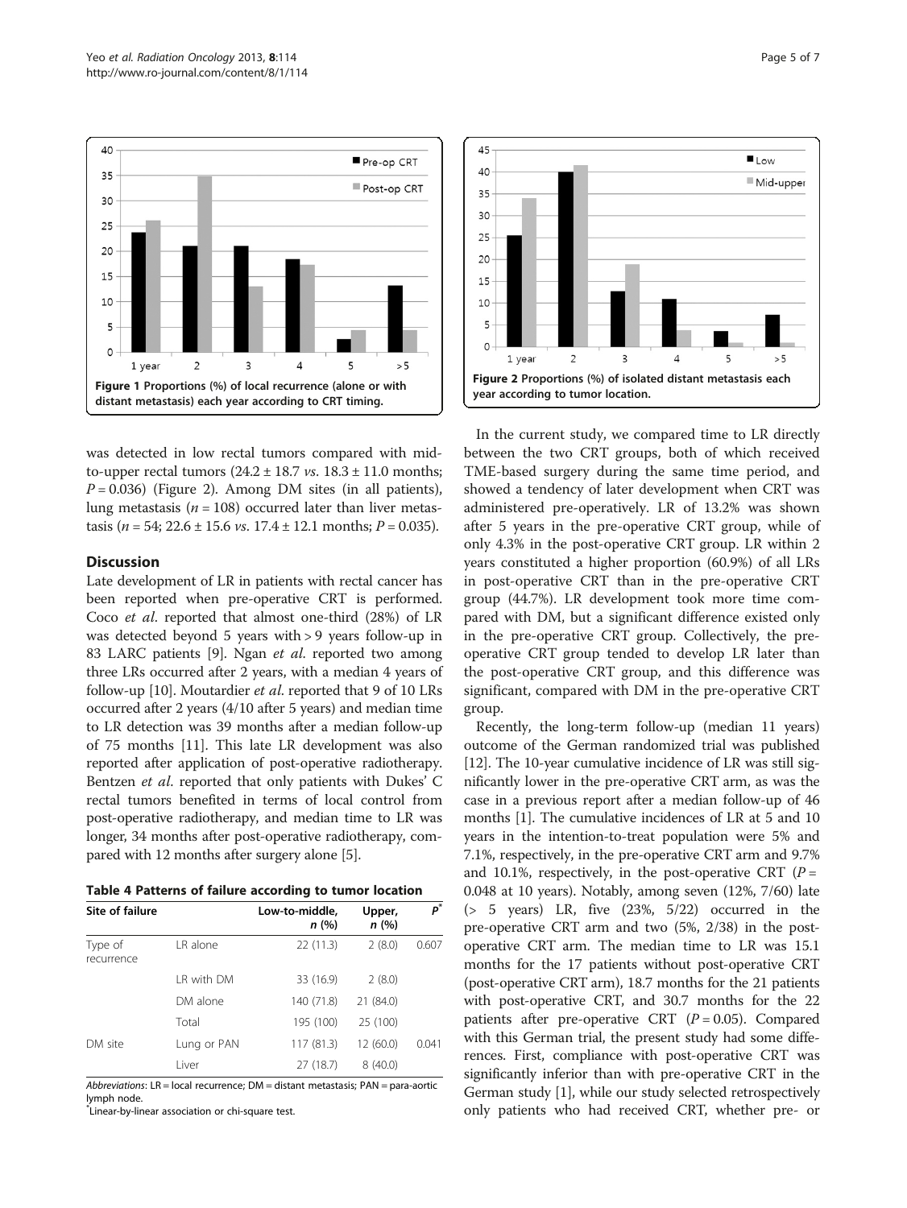Figure 1 Proportions (%) of local recurrence (alone or with distant metastasis) each year according to CRT timing.

Figure 2 Proportions (%) of isolated distant metastasis each year according to tumor location.

was detected in low rectal tumors compared with mid-to-upper rectal tumors (24.2 ± 18.7 *vs.* 18.3 ± 11.0 months; $P = 0.036$) (Figure 2). Among DM sites (in all patients), lung metastasis ($n = 108$) occurred later than liver metastasis ($n = 54$; 22.6 ± 15.6 *vs.* 17.4 ± 12.1 months; $P = 0.035$).

## Discussion

Late development of LR in patients with rectal cancer has been reported when pre-operative CRT is performed. Coco *et al.* reported that almost one-third (28%) of LR was detected beyond 5 years with > 9 years follow-up in 83 LARC patients [9]. Ngan *et al.* reported two among three LRs occurred after 2 years, with a median 4 years of follow-up [10]. Moutardier *et al.* reported that 9 of 10 LRs occurred after 2 years (4/10 after 5 years) and median time to LR detection was 39 months after a median follow-up of 75 months [11]. This late LR development was also reported after application of post-operative radiotherapy. Bentzen *et al.* reported that only patients with Dukes' C rectal tumors benefited in terms of local control from post-operative radiotherapy, and median time to LR was longer, 34 months after post-operative radiotherapy, compared with 12 months after surgery alone [5].

**Table 4 Patterns of failure according to tumor location**

| Site of failure | | Low-to-middle, *n* (%) | Upper, *n* (%) | $P^*$ |
|---|---|---|---|---|
| Type of recurrence | LR alone | 22 (11.3) | 2 (8.0) | 0.607 |
| | LR with DM | 33 (16.9) | 2 (8.0) | |
| | DM alone | 140 (71.8) | 21 (84.0) | |
| | Total | 195 (100) | 25 (100) | |
| DM site | Lung or PAN | 117 (81.3) | 12 (60.0) | 0.041 |
| | Liver | 27 (18.7) | 8 (40.0) | |

*Abbreviations*: LR = local recurrence; DM = distant metastasis; PAN = para-aortic lymph node.
*Linear-by-linear association or chi-square test.

In the current study, we compared time to LR directly between the two CRT groups, both of which received TME-based surgery during the same time period, and showed a tendency of later development when CRT was administered pre-operatively. LR of 13.2% was shown after 5 years in the pre-operative CRT group, while of only 4.3% in the post-operative CRT group. LR within 2 years constituted a higher proportion (60.9%) of all LRs in post-operative CRT than in the pre-operative CRT group (44.7%). LR development took more time compared with DM, but a significant difference existed only in the pre-operative CRT group. Collectively, the pre-operative CRT group tended to develop LR later than the post-operative CRT group, and this difference was significant, compared with DM in the pre-operative CRT group.

Recently, the long-term follow-up (median 11 years) outcome of the German randomized trial was published [12]. The 10-year cumulative incidence of LR was still significantly lower in the pre-operative CRT arm, as was the case in a previous report after a median follow-up of 46 months [1]. The cumulative incidences of LR at 5 and 10 years in the intention-to-treat population were 5% and 7.1%, respectively, in the pre-operative CRT arm and 9.7% and 10.1%, respectively, in the post-operative CRT ($P =$ 0.048 at 10 years). Notably, among seven (12%, 7/60) late (> 5 years) LR, five (23%, 5/22) occurred in the pre-operative CRT arm and two (5%, 2/38) in the post-operative CRT arm. The median time to LR was 15.1 months for the 17 patients without post-operative CRT (post-operative CRT arm), 18.7 months for the 21 patients with post-operative CRT, and 30.7 months for the 22 patients after pre-operative CRT ($P = 0.05$). Compared with this German trial, the present study had some differences. First, compliance with post-operative CRT was significantly inferior than with pre-operative CRT in the German study [1], while our study selected retrospectively only patients who had received CRT, whether pre- or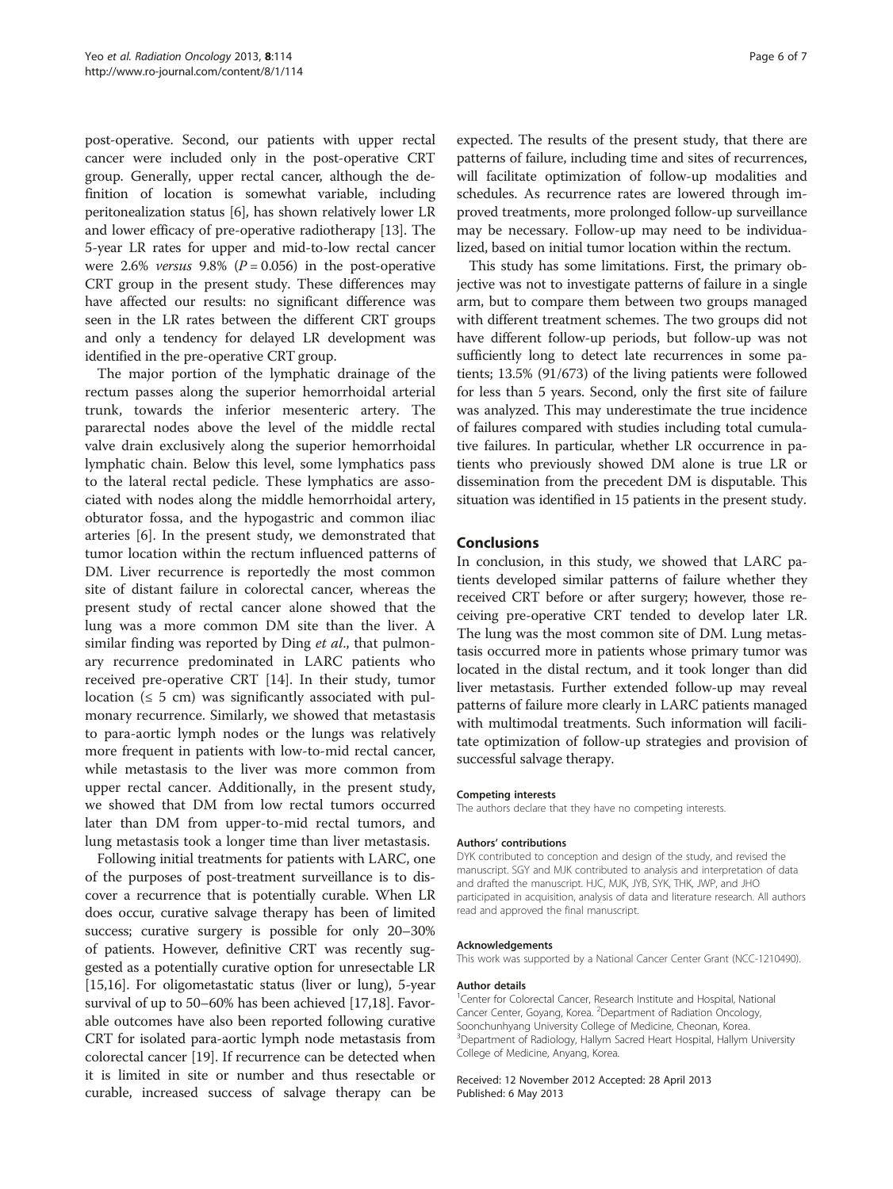post-operative. Second, our patients with upper rectal cancer were included only in the post-operative CRT group. Generally, upper rectal cancer, although the definition of location is somewhat variable, including peritonealization status [6], has shown relatively lower LR and lower efficacy of pre-operative radiotherapy [13]. The 5-year LR rates for upper and mid-to-low rectal cancer were 2.6% *versus* 9.8% ($P = 0.056$) in the post-operative CRT group in the present study. These differences may have affected our results: no significant difference was seen in the LR rates between the different CRT groups and only a tendency for delayed LR development was identified in the pre-operative CRT group.

The major portion of the lymphatic drainage of the rectum passes along the superior hemorrhoidal arterial trunk, towards the inferior mesenteric artery. The pararectal nodes above the level of the middle rectal valve drain exclusively along the superior hemorrhoidal lymphatic chain. Below this level, some lymphatics pass to the lateral rectal pedicle. These lymphatics are associated with nodes along the middle hemorrhoidal artery, obturator fossa, and the hypogastric and common iliac arteries [6]. In the present study, we demonstrated that tumor location within the rectum influenced patterns of DM. Liver recurrence is reportedly the most common site of distant failure in colorectal cancer, whereas the present study of rectal cancer alone showed that the lung was a more common DM site than the liver. A similar finding was reported by Ding *et al*., that pulmonary recurrence predominated in LARC patients who received pre-operative CRT [14]. In their study, tumor location (≤ 5 cm) was significantly associated with pulmonary recurrence. Similarly, we showed that metastasis to para-aortic lymph nodes or the lungs was relatively more frequent in patients with low-to-mid rectal cancer, while metastasis to the liver was more common from upper rectal cancer. Additionally, in the present study, we showed that DM from low rectal tumors occurred later than DM from upper-to-mid rectal tumors, and lung metastasis took a longer time than liver metastasis.

Following initial treatments for patients with LARC, one of the purposes of post-treatment surveillance is to discover a recurrence that is potentially curable. When LR does occur, curative salvage therapy has been of limited success; curative surgery is possible for only 20–30% of patients. However, definitive CRT was recently suggested as a potentially curative option for unresectable LR [15,16]. For oligometastatic status (liver or lung), 5-year survival of up to 50–60% has been achieved [17,18]. Favorable outcomes have also been reported following curative CRT for isolated para-aortic lymph node metastasis from colorectal cancer [19]. If recurrence can be detected when it is limited in site or number and thus resectable or curable, increased success of salvage therapy can be expected. The results of the present study, that there are patterns of failure, including time and sites of recurrences, will facilitate optimization of follow-up modalities and schedules. As recurrence rates are lowered through improved treatments, more prolonged follow-up surveillance may be necessary. Follow-up may need to be individualized, based on initial tumor location within the rectum.

This study has some limitations. First, the primary objective was not to investigate patterns of failure in a single arm, but to compare them between two groups managed with different treatment schemes. The two groups did not have different follow-up periods, but follow-up was not sufficiently long to detect late recurrences in some patients; 13.5% (91/673) of the living patients were followed for less than 5 years. Second, only the first site of failure was analyzed. This may underestimate the true incidence of failures compared with studies including total cumulative failures. In particular, whether LR occurrence in patients who previously showed DM alone is true LR or dissemination from the precedent DM is disputable. This situation was identified in 15 patients in the present study.

## Conclusions

In conclusion, in this study, we showed that LARC patients developed similar patterns of failure whether they received CRT before or after surgery; however, those receiving pre-operative CRT tended to develop later LR. The lung was the most common site of DM. Lung metastasis occurred more in patients whose primary tumor was located in the distal rectum, and it took longer than did liver metastasis. Further extended follow-up may reveal patterns of failure more clearly in LARC patients managed with multimodal treatments. Such information will facilitate optimization of follow-up strategies and provision of successful salvage therapy.

#### Competing interests

The authors declare that they have no competing interests.

#### Authors' contributions

DYK contributed to conception and design of the study, and revised the manuscript. SGY and MJK contributed to analysis and interpretation of data and drafted the manuscript. HJC, MJK, JYB, SYK, THK, JWP, and JHO participated in acquisition, analysis of data and literature research. All authors read and approved the final manuscript.

#### Acknowledgements

This work was supported by a National Cancer Center Grant (NCC-1210490).

#### Author details

[1]Center for Colorectal Cancer, Research Institute and Hospital, National Cancer Center, Goyang, Korea. [2]Department of Radiation Oncology, Soonchunhyang University College of Medicine, Cheonan, Korea. [3]Department of Radiology, Hallym Sacred Heart Hospital, Hallym University College of Medicine, Anyang, Korea.

Received: 12 November 2012 Accepted: 28 April 2013
Published: 6 May 2013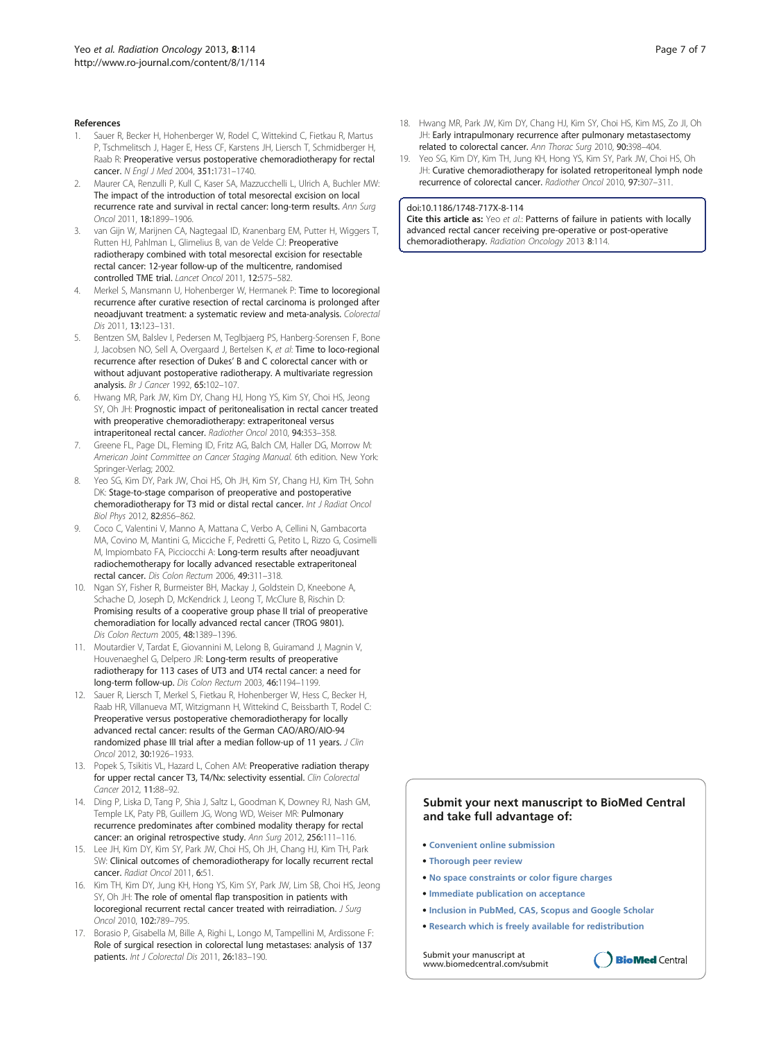## References

1. Sauer R, Becker H, Hohenberger W, Rodel C, Wittekind C, Fietkau R, Martus P, Tschmelitsch J, Hager E, Hess CF, Karstens JH, Liersch T, Schmidberger H, Raab R: Preoperative versus postoperative chemoradiotherapy for rectal cancer. *N Engl J Med* 2004, **351:**1731–1740.
2. Maurer CA, Renzulli P, Kull C, Kaser SA, Mazzucchelli L, Ulrich A, Buchler MW: The impact of the introduction of total mesorectal excision on local recurrence rate and survival in rectal cancer: long-term results. *Ann Surg Oncol* 2011, **18:**1899–1906.
3. van Gijn W, Marijnen CA, Nagtegaal ID, Kranenbarg EM, Putter H, Wiggers T, Rutten HJ, Pahlman L, Glimelius B, van de Velde CJ: Preoperative radiotherapy combined with total mesorectal excision for resectable rectal cancer: 12-year follow-up of the multicentre, randomised controlled TME trial. *Lancet Oncol* 2011, **12:**575–582.
4. Merkel S, Mansmann U, Hohenberger W, Hermanek P: Time to locoregional recurrence after curative resection of rectal carcinoma is prolonged after neoadjuvant treatment: a systematic review and meta-analysis. *Colorectal Dis* 2011, **13:**123–131.
5. Bentzen SM, Balslev I, Pedersen M, Teglbjaerg PS, Hanberg-Sorensen F, Bone J, Jacobsen NO, Sell A, Overgaard J, Bertelsen K, *et al*: Time to loco-regional recurrence after resection of Dukes' B and C colorectal cancer with or without adjuvant postoperative radiotherapy. A multivariate regression analysis. *Br J Cancer* 1992, **65:**102–107.
6. Hwang MR, Park JW, Kim DY, Chang HJ, Hong YS, Kim SY, Choi HS, Jeong SY, Oh JH: Prognostic impact of peritonealisation in rectal cancer treated with preoperative chemoradiotherapy: extraperitoneal versus intraperitoneal rectal cancer. *Radiother Oncol* 2010, **94:**353–358.
7. Greene FL, Page DL, Fleming ID, Fritz AG, Balch CM, Haller DG, Morrow M: *American Joint Committee on Cancer Staging Manual.* 6th edition. New York: Springer-Verlag; 2002.
8. Yeo SG, Kim DY, Park JW, Choi HS, Oh JH, Kim SY, Chang HJ, Kim TH, Sohn DK: Stage-to-stage comparison of preoperative and postoperative chemoradiotherapy for T3 mid or distal rectal cancer. *Int J Radiat Oncol Biol Phys* 2012, **82:**856–862.
9. Coco C, Valentini V, Manno A, Mattana C, Verbo A, Cellini N, Gambacorta MA, Covino M, Mantini G, Micciche F, Pedretti G, Petito L, Rizzo G, Cosimelli M, Impiombato FA, Picciocchi A: Long-term results after neoadjuvant radiochemotherapy for locally advanced resectable extraperitoneal rectal cancer. *Dis Colon Rectum* 2006, **49:**311–318.
10. Ngan SY, Fisher R, Burmeister BH, Mackay J, Goldstein D, Kneebone A, Schache D, Joseph D, McKendrick J, Leong T, McClure B, Rischin D: Promising results of a cooperative group phase II trial of preoperative chemoradiation for locally advanced rectal cancer (TROG 9801). *Dis Colon Rectum* 2005, **48:**1389–1396.
11. Moutardier V, Tardat E, Giovannini M, Lelong B, Guiramand J, Magnin V, Houvenaeghel G, Delpero JR: Long-term results of preoperative radiotherapy for 113 cases of UT3 and UT4 rectal cancer: a need for long-term follow-up. *Dis Colon Rectum* 2003, **46:**1194–1199.
12. Sauer R, Liersch T, Merkel S, Fietkau R, Hohenberger W, Hess C, Becker H, Raab HR, Villanueva MT, Witzigmann H, Wittekind C, Beissbarth T, Rodel C: Preoperative versus postoperative chemoradiotherapy for locally advanced rectal cancer: results of the German CAO/ARO/AIO-94 randomized phase III trial after a median follow-up of 11 years. *J Clin Oncol* 2012, **30:**1926–1933.
13. Popek S, Tsikitis VL, Hazard L, Cohen AM: Preoperative radiation therapy for upper rectal cancer T3, T4/Nx: selectivity essential. *Clin Colorectal Cancer* 2012, **11:**88–92.
14. Ding P, Liska D, Tang P, Shia J, Saltz L, Goodman K, Downey RJ, Nash GM, Temple LK, Paty PB, Guillem JG, Wong WD, Weiser MR: Pulmonary recurrence predominates after combined modality therapy for rectal cancer: an original retrospective study. *Ann Surg* 2012, **256:**111–116.
15. Lee JH, Kim DY, Kim SY, Park JW, Choi HS, Oh JH, Chang HJ, Kim TH, Park SW: Clinical outcomes of chemoradiotherapy for locally recurrent rectal cancer. *Radiat Oncol* 2011, **6:**51.
16. Kim TH, Kim DY, Jung KH, Hong YS, Kim SY, Park JW, Lim SB, Choi HS, Jeong SY, Oh JH: The role of omental flap transposition in patients with locoregional recurrent rectal cancer treated with reirradiation. *J Surg Oncol* 2010, **102:**789–795.
17. Borasio P, Gisabella M, Bille A, Righi L, Longo M, Tampellini M, Ardissone F: Role of surgical resection in colorectal lung metastases: analysis of 137 patients. *Int J Colorectal Dis* 2011, **26:**183–190.
18. Hwang MR, Park JW, Kim DY, Chang HJ, Kim SY, Choi HS, Kim MS, Zo JI, Oh JH: Early intrapulmonary recurrence after pulmonary metastasectomy related to colorectal cancer. *Ann Thorac Surg* 2010, **90:**398–404.
19. Yeo SG, Kim DY, Kim TH, Jung KH, Hong YS, Kim SY, Park JW, Choi HS, Oh JH: Curative chemoradiotherapy for isolated retroperitoneal lymph node recurrence of colorectal cancer. *Radiother Oncol* 2010, **97:**307–311.

doi:10.1186/1748-717X-8-114

**Cite this article as:** Yeo *et al.*: Patterns of failure in patients with locally advanced rectal cancer receiving pre-operative or post-operative chemoradiotherapy. *Radiation Oncology* 2013 **8**:114.

**Submit your next manuscript to BioMed Central and take full advantage of:**

- **Convenient online submission**
- **Thorough peer review**
- **No space constraints or color figure charges**
- **Immediate publication on acceptance**
- **Inclusion in PubMed, CAS, Scopus and Google Scholar**
- **Research which is freely available for redistribution**

Submit your manuscript at
www.biomedcentral.com/submit

BioMed Central